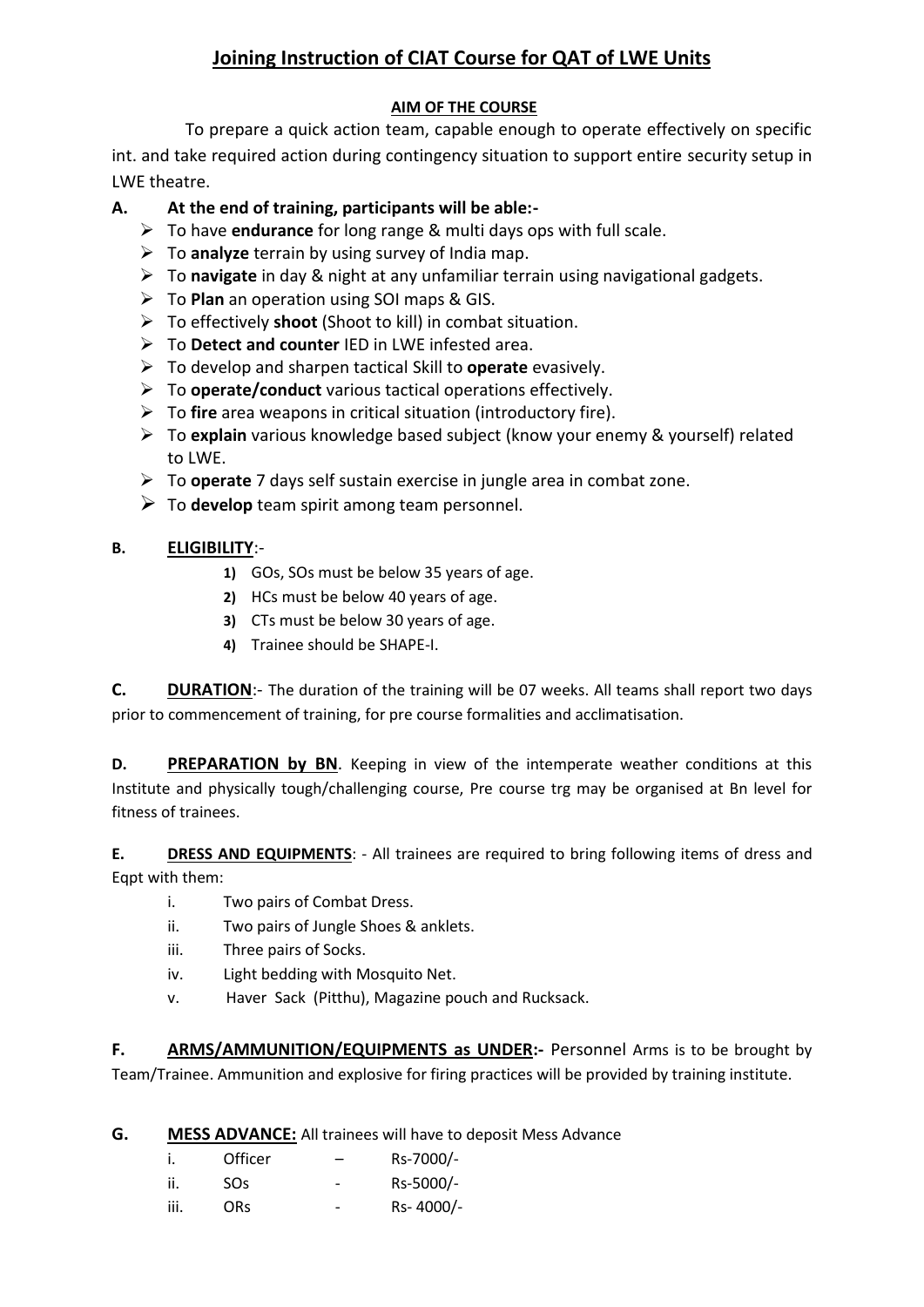# Joining Instruction of CIAT Course for QAT of LWE Units

**AIM OF THE COURSE**

To prepare a quick action team, capable enough to operate effectively on specific int. and take required action during contingency situation to support entire security setup in LWE theatre.

**A. At the end of training, participants will be able:-**

- To have **endurance** for long range & multi days ops with full scale.
- To **analyze** terrain by using survey of India map.
- To **navigate** in day & night at any unfamiliar terrain using navigational gadgets.
- To **Plan** an operation using SOI maps & GIS.
- To effectively **shoot** (Shoot to kill) in combat situation.
- To **Detect and counter** IED in LWE infested area.
- To develop and sharpen tactical Skill to **operate** evasively.
- To **operate/conduct** various tactical operations effectively.
- To **fire** area weapons in critical situation (introductory fire).
- To **explain** various knowledge based subject (know your enemy & yourself) related to LWE.
- To **operate** 7 days self sustain exercise in jungle area in combat zone.
- To **develop** team spirit among team personnel.

**B. ELIGIBILITY**:-

1) GOs, SOs must be below 35 years of age.
2) HCs must be below 40 years of age.
3) CTs must be below 30 years of age.
4) Trainee should be SHAPE-I.

**C. DURATION**:- The duration of the training will be 07 weeks. All teams shall report two days prior to commencement of training, for pre course formalities and acclimatisation.

**D. PREPARATION by BN**. Keeping in view of the intemperate weather conditions at this Institute and physically tough/challenging course, Pre course trg may be organised at Bn level for fitness of trainees.

**E. DRESS AND EQUIPMENTS**: - All trainees are required to bring following items of dress and Eqpt with them:

i. Two pairs of Combat Dress.
ii. Two pairs of Jungle Shoes & anklets.
iii. Three pairs of Socks.
iv. Light bedding with Mosquito Net.
v. Haver Sack (Pitthu), Magazine pouch and Rucksack.

**F. ARMS/AMMUNITION/EQUIPMENTS as UNDER:-** Personnel Arms is to be brought by Team/Trainee. Ammunition and explosive for firing practices will be provided by training institute.

**G. MESS ADVANCE:** All trainees will have to deposit Mess Advance

i. Officer – Rs-7000/-
ii. SOs - Rs-5000/-
iii. ORs - Rs- 4000/-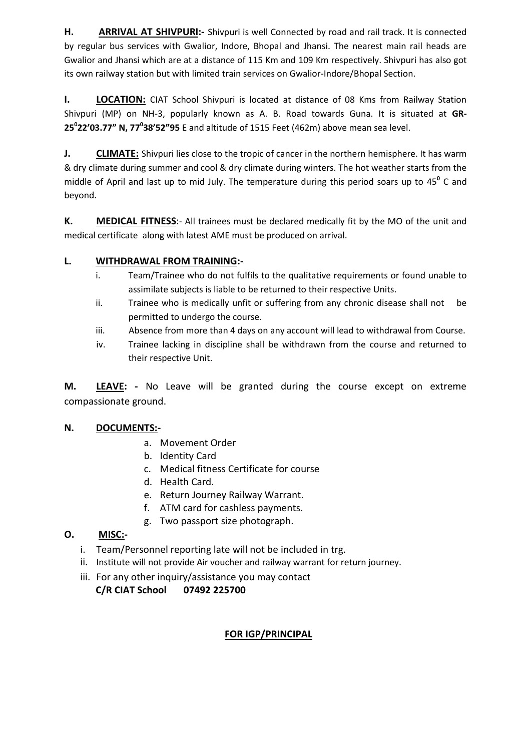**H. ARRIVAL AT SHIVPURI:-** Shivpuri is well Connected by road and rail track. It is connected by regular bus services with Gwalior, Indore, Bhopal and Jhansi. The nearest main rail heads are Gwalior and Jhansi which are at a distance of 115 Km and 109 Km respectively. Shivpuri has also got its own railway station but with limited train services on Gwalior-Indore/Bhopal Section.

**I. LOCATION:** CIAT School Shivpuri is located at distance of 08 Kms from Railway Station Shivpuri (MP) on NH-3, popularly known as A. B. Road towards Guna. It is situated at **GR-25$^0$22'03.77" N, 77$^0$38'52"95** E and altitude of 1515 Feet (462m) above mean sea level.

**J. CLIMATE:** Shivpuri lies close to the tropic of cancer in the northern hemisphere. It has warm & dry climate during summer and cool & dry climate during winters. The hot weather starts from the middle of April and last up to mid July. The temperature during this period soars up to 45$^0$ C and beyond.

**K. MEDICAL FITNESS**:- All trainees must be declared medically fit by the MO of the unit and medical certificate along with latest AME must be produced on arrival.

**L. WITHDRAWAL FROM TRAINING:-**

i. Team/Trainee who do not fulfils to the qualitative requirements or found unable to assimilate subjects is liable to be returned to their respective Units.
ii. Trainee who is medically unfit or suffering from any chronic disease shall not be permitted to undergo the course.
iii. Absence from more than 4 days on any account will lead to withdrawal from Course.
iv. Trainee lacking in discipline shall be withdrawn from the course and returned to their respective Unit.

**M. LEAVE: -** No Leave will be granted during the course except on extreme compassionate ground.

**N. DOCUMENTS:-**

a. Movement Order
b. Identity Card
c. Medical fitness Certificate for course
d. Health Card.
e. Return Journey Railway Warrant.
f. ATM card for cashless payments.
g. Two passport size photograph.

**O. MISC:-**

i. Team/Personnel reporting late will not be included in trg.
ii. Institute will not provide Air voucher and railway warrant for return journey.
iii. For any other inquiry/assistance you may contact
**C/R CIAT School 07492 225700**

**FOR IGP/PRINCIPAL**